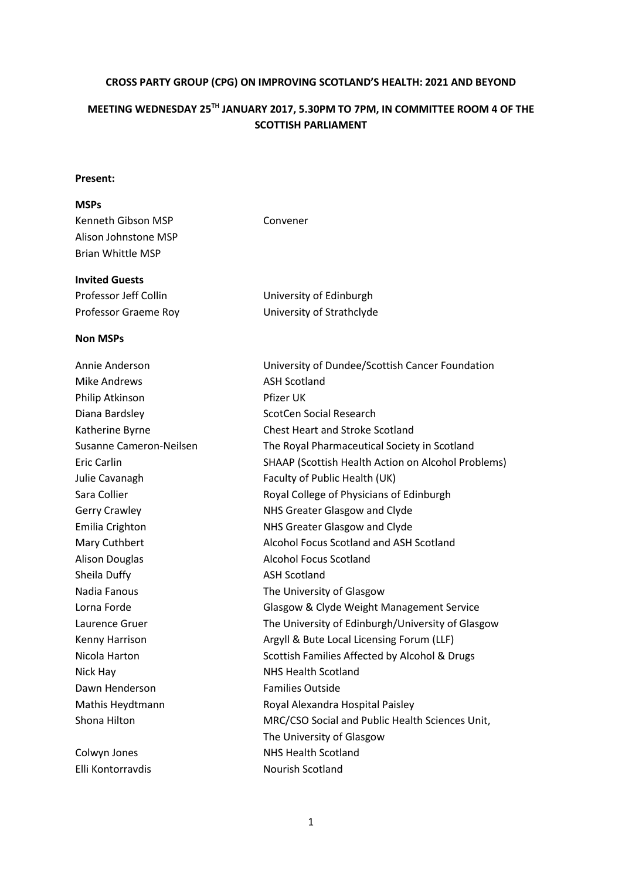**CROSS PARTY GROUP (CPG) ON IMPROVING SCOTLAND'S HEALTH: 2021 AND BEYOND**

**MEETING WEDNESDAY 25TH JANUARY 2017, 5.30PM TO 7PM, IN COMMITTEE ROOM 4 OF THE SCOTTISH PARLIAMENT**

**Present:**

**MSPs**

| | |
|---|---|
| Kenneth Gibson MSP | Convener |
| Alison Johnstone MSP | |
| Brian Whittle MSP | |

**Invited Guests**

| | |
|---|---|
| Professor Jeff Collin | University of Edinburgh |
| Professor Graeme Roy | University of Strathclyde |

**Non MSPs**

| | |
|---|---|
| Annie Anderson | University of Dundee/Scottish Cancer Foundation |
| Mike Andrews | ASH Scotland |
| Philip Atkinson | Pfizer UK |
| Diana Bardsley | ScotCen Social Research |
| Katherine Byrne | Chest Heart and Stroke Scotland |
| Susanne Cameron-Neilsen | The Royal Pharmaceutical Society in Scotland |
| Eric Carlin | SHAAP (Scottish Health Action on Alcohol Problems) |
| Julie Cavanagh | Faculty of Public Health (UK) |
| Sara Collier | Royal College of Physicians of Edinburgh |
| Gerry Crawley | NHS Greater Glasgow and Clyde |
| Emilia Crighton | NHS Greater Glasgow and Clyde |
| Mary Cuthbert | Alcohol Focus Scotland and ASH Scotland |
| Alison Douglas | Alcohol Focus Scotland |
| Sheila Duffy | ASH Scotland |
| Nadia Fanous | The University of Glasgow |
| Lorna Forde | Glasgow & Clyde Weight Management Service |
| Laurence Gruer | The University of Edinburgh/University of Glasgow |
| Kenny Harrison | Argyll & Bute Local Licensing Forum (LLF) |
| Nicola Harton | Scottish Families Affected by Alcohol & Drugs |
| Nick Hay | NHS Health Scotland |
| Dawn Henderson | Families Outside |
| Mathis Heydtmann | Royal Alexandra Hospital Paisley |
| Shona Hilton | MRC/CSO Social and Public Health Sciences Unit, The University of Glasgow |
| Colwyn Jones | NHS Health Scotland |
| Elli Kontorravdis | Nourish Scotland |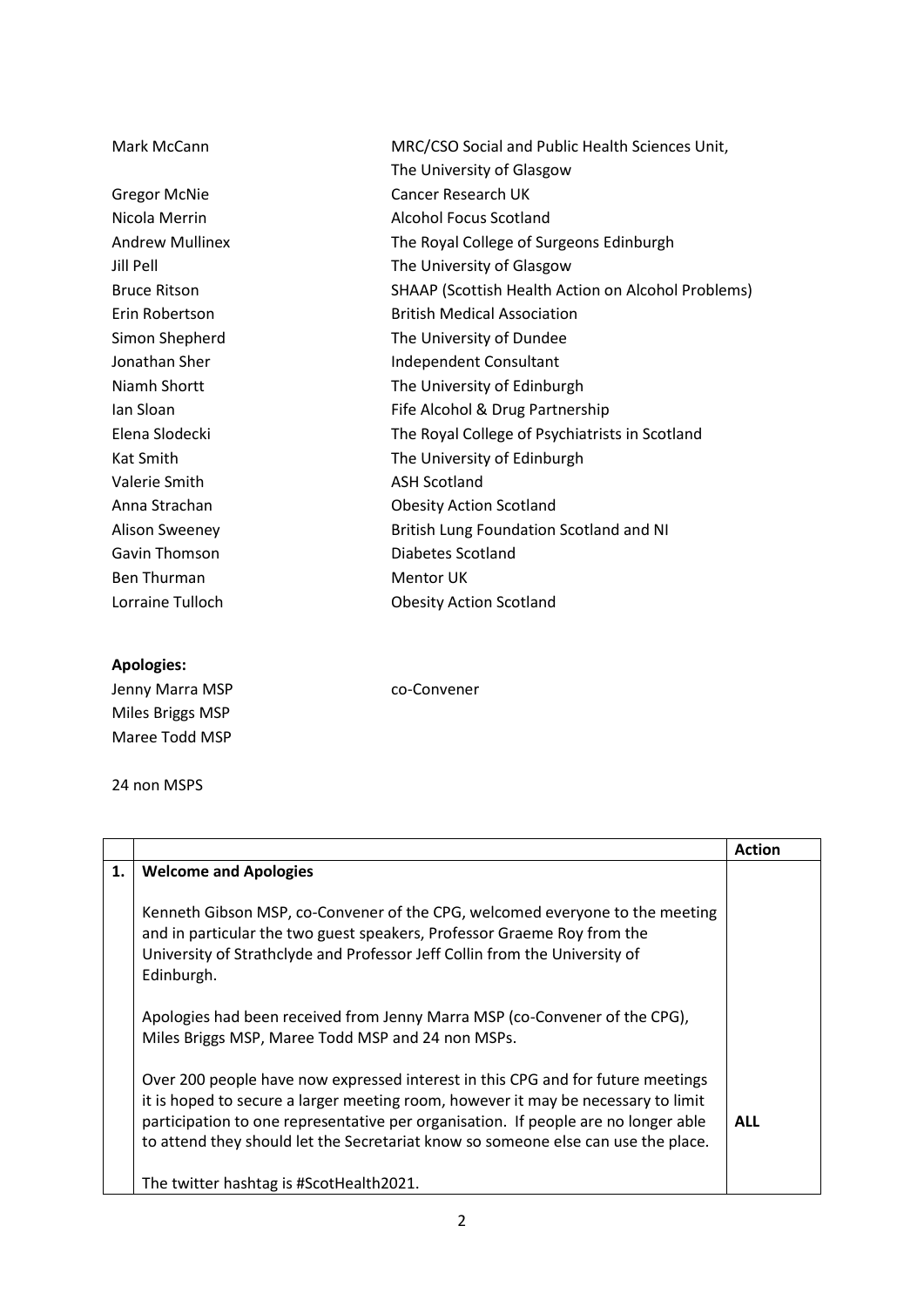| | |
|---|---|
| Mark McCann | MRC/CSO Social and Public Health Sciences Unit, The University of Glasgow |
| Gregor McNie | Cancer Research UK |
| Nicola Merrin | Alcohol Focus Scotland |
| Andrew Mullinex | The Royal College of Surgeons Edinburgh |
| Jill Pell | The University of Glasgow |
| Bruce Ritson | SHAAP (Scottish Health Action on Alcohol Problems) |
| Erin Robertson | British Medical Association |
| Simon Shepherd | The University of Dundee |
| Jonathan Sher | Independent Consultant |
| Niamh Shortt | The University of Edinburgh |
| Ian Sloan | Fife Alcohol & Drug Partnership |
| Elena Slodecki | The Royal College of Psychiatrists in Scotland |
| Kat Smith | The University of Edinburgh |
| Valerie Smith | ASH Scotland |
| Anna Strachan | Obesity Action Scotland |
| Alison Sweeney | British Lung Foundation Scotland and NI |
| Gavin Thomson | Diabetes Scotland |
| Ben Thurman | Mentor UK |
| Lorraine Tulloch | Obesity Action Scotland |

**Apologies:**

| | |
|---|---|
| Jenny Marra MSP | co-Convener |
| Miles Briggs MSP | |
| Maree Todd MSP | |

24 non MSPS

| | | **Action** |
|---|---|---|
| **1.** | **Welcome and Apologies**<br><br>Kenneth Gibson MSP, co-Convener of the CPG, welcomed everyone to the meeting and in particular the two guest speakers, Professor Graeme Roy from the University of Strathclyde and Professor Jeff Collin from the University of Edinburgh.<br><br>Apologies had been received from Jenny Marra MSP (co-Convener of the CPG), Miles Briggs MSP, Maree Todd MSP and 24 non MSPs.<br><br>Over 200 people have now expressed interest in this CPG and for future meetings it is hoped to secure a larger meeting room, however it may be necessary to limit participation to one representative per organisation. If people are no longer able to attend they should let the Secretariat know so someone else can use the place.<br><br>The twitter hashtag is #ScotHealth2021. | **ALL** |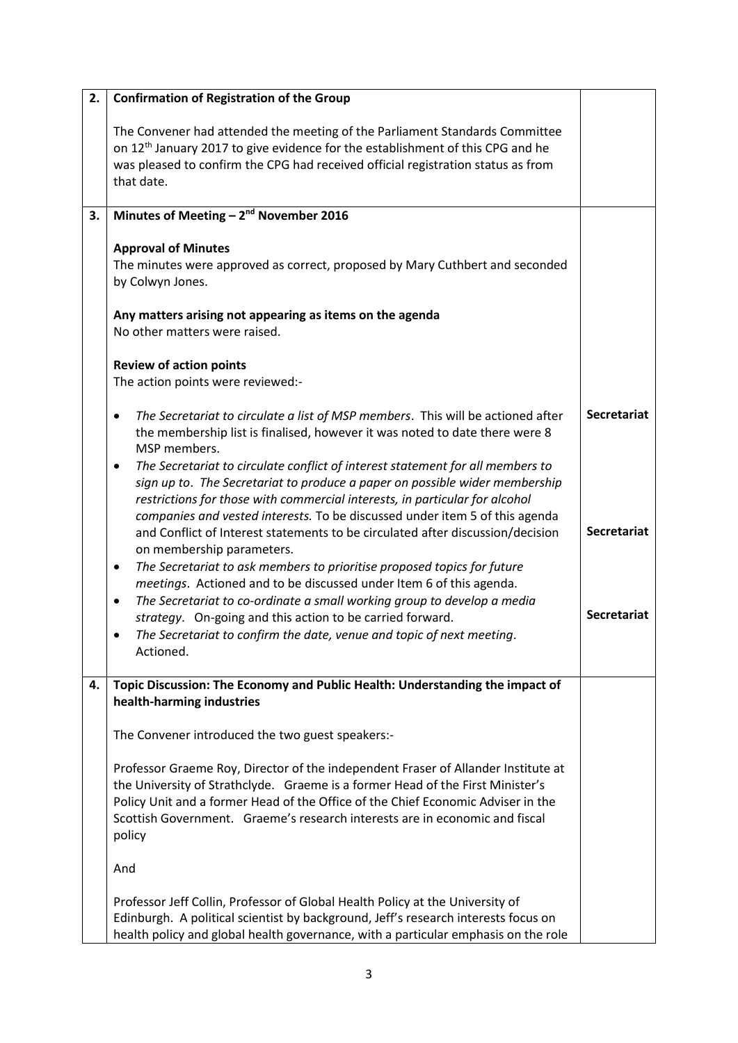| | | |
|---|---|---|
| **2.** | **Confirmation of Registration of the Group**<br><br>The Convener had attended the meeting of the Parliament Standards Committee on 12th January 2017 to give evidence for the establishment of this CPG and he was pleased to confirm the CPG had received official registration status as from that date. | |
| **3.** | **Minutes of Meeting – 2nd November 2016**<br><br>**Approval of Minutes**<br>The minutes were approved as correct, proposed by Mary Cuthbert and seconded by Colwyn Jones.<br><br>**Any matters arising not appearing as items on the agenda**<br>No other matters were raised.<br><br>**Review of action points**<br>The action points were reviewed:-<br><br>• *The Secretariat to circulate a list of MSP members*. This will be actioned after the membership list is finalised, however it was noted to date there were 8 MSP members.<br>• *The Secretariat to circulate conflict of interest statement for all members to sign up to. The Secretariat to produce a paper on possible wider membership restrictions for those with commercial interests, in particular for alcohol companies and vested interests.* To be discussed under item 5 of this agenda and Conflict of Interest statements to be circulated after discussion/decision on membership parameters.<br>• *The Secretariat to ask members to prioritise proposed topics for future meetings*. Actioned and to be discussed under Item 6 of this agenda.<br>• *The Secretariat to co-ordinate a small working group to develop a media strategy*. On-going and this action to be carried forward.<br>• *The Secretariat to confirm the date, venue and topic of next meeting*. Actioned. | **Secretariat**<br><br>**Secretariat**<br><br>**Secretariat** |
| **4.** | **Topic Discussion: The Economy and Public Health: Understanding the impact of health-harming industries**<br><br>The Convener introduced the two guest speakers:-<br><br>Professor Graeme Roy, Director of the independent Fraser of Allander Institute at the University of Strathclyde. Graeme is a former Head of the First Minister's Policy Unit and a former Head of the Office of the Chief Economic Adviser in the Scottish Government. Graeme's research interests are in economic and fiscal policy<br><br>And<br><br>Professor Jeff Collin, Professor of Global Health Policy at the University of Edinburgh. A political scientist by background, Jeff's research interests focus on health policy and global health governance, with a particular emphasis on the role | |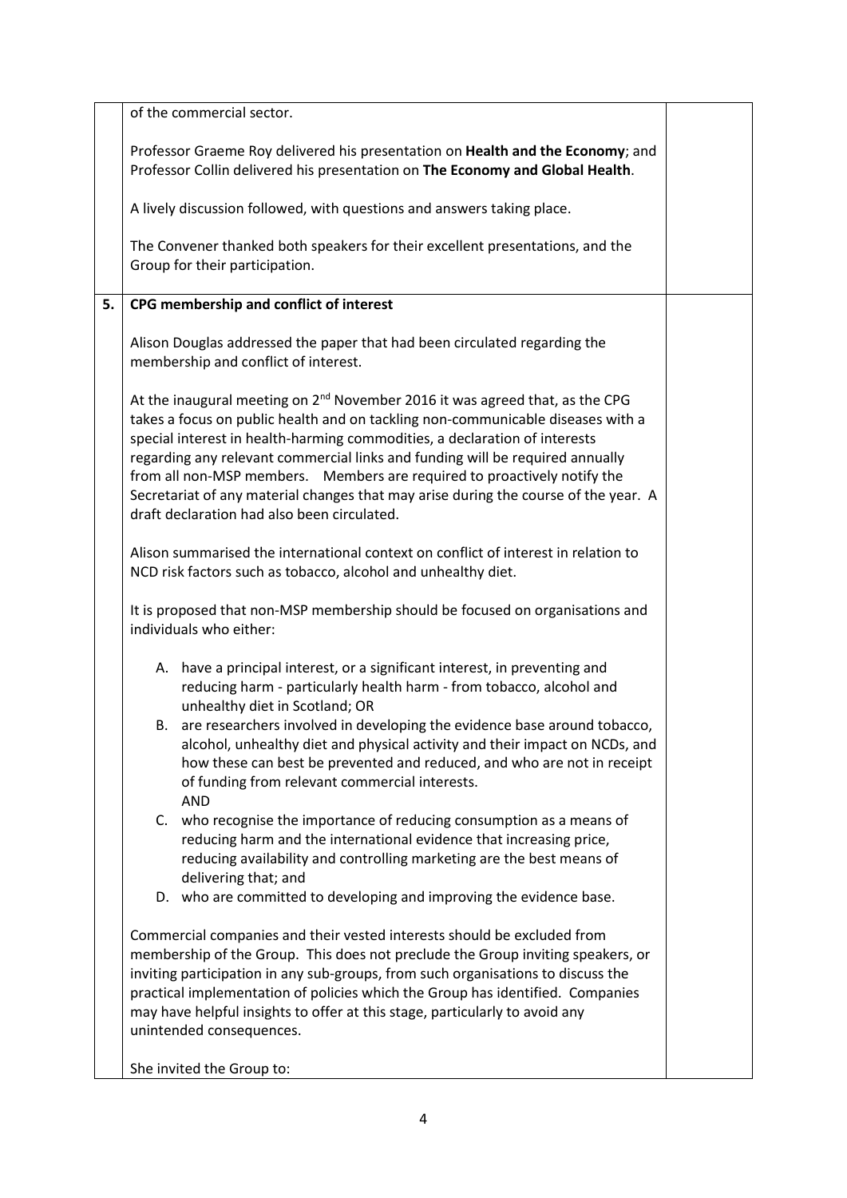of the commercial sector.

Professor Graeme Roy delivered his presentation on **Health and the Economy**; and Professor Collin delivered his presentation on **The Economy and Global Health**.

A lively discussion followed, with questions and answers taking place.

The Convener thanked both speakers for their excellent presentations, and the Group for their participation.

**5. CPG membership and conflict of interest**

Alison Douglas addressed the paper that had been circulated regarding the membership and conflict of interest.

At the inaugural meeting on 2nd November 2016 it was agreed that, as the CPG takes a focus on public health and on tackling non-communicable diseases with a special interest in health-harming commodities, a declaration of interests regarding any relevant commercial links and funding will be required annually from all non-MSP members. Members are required to proactively notify the Secretariat of any material changes that may arise during the course of the year. A draft declaration had also been circulated.

Alison summarised the international context on conflict of interest in relation to NCD risk factors such as tobacco, alcohol and unhealthy diet.

It is proposed that non-MSP membership should be focused on organisations and individuals who either:

A. have a principal interest, or a significant interest, in preventing and reducing harm - particularly health harm - from tobacco, alcohol and unhealthy diet in Scotland; OR
B. are researchers involved in developing the evidence base around tobacco, alcohol, unhealthy diet and physical activity and their impact on NCDs, and how these can best be prevented and reduced, and who are not in receipt of funding from relevant commercial interests.
   AND
C. who recognise the importance of reducing consumption as a means of reducing harm and the international evidence that increasing price, reducing availability and controlling marketing are the best means of delivering that; and
D. who are committed to developing and improving the evidence base.

Commercial companies and their vested interests should be excluded from membership of the Group. This does not preclude the Group inviting speakers, or inviting participation in any sub-groups, from such organisations to discuss the practical implementation of policies which the Group has identified. Companies may have helpful insights to offer at this stage, particularly to avoid any unintended consequences.

She invited the Group to: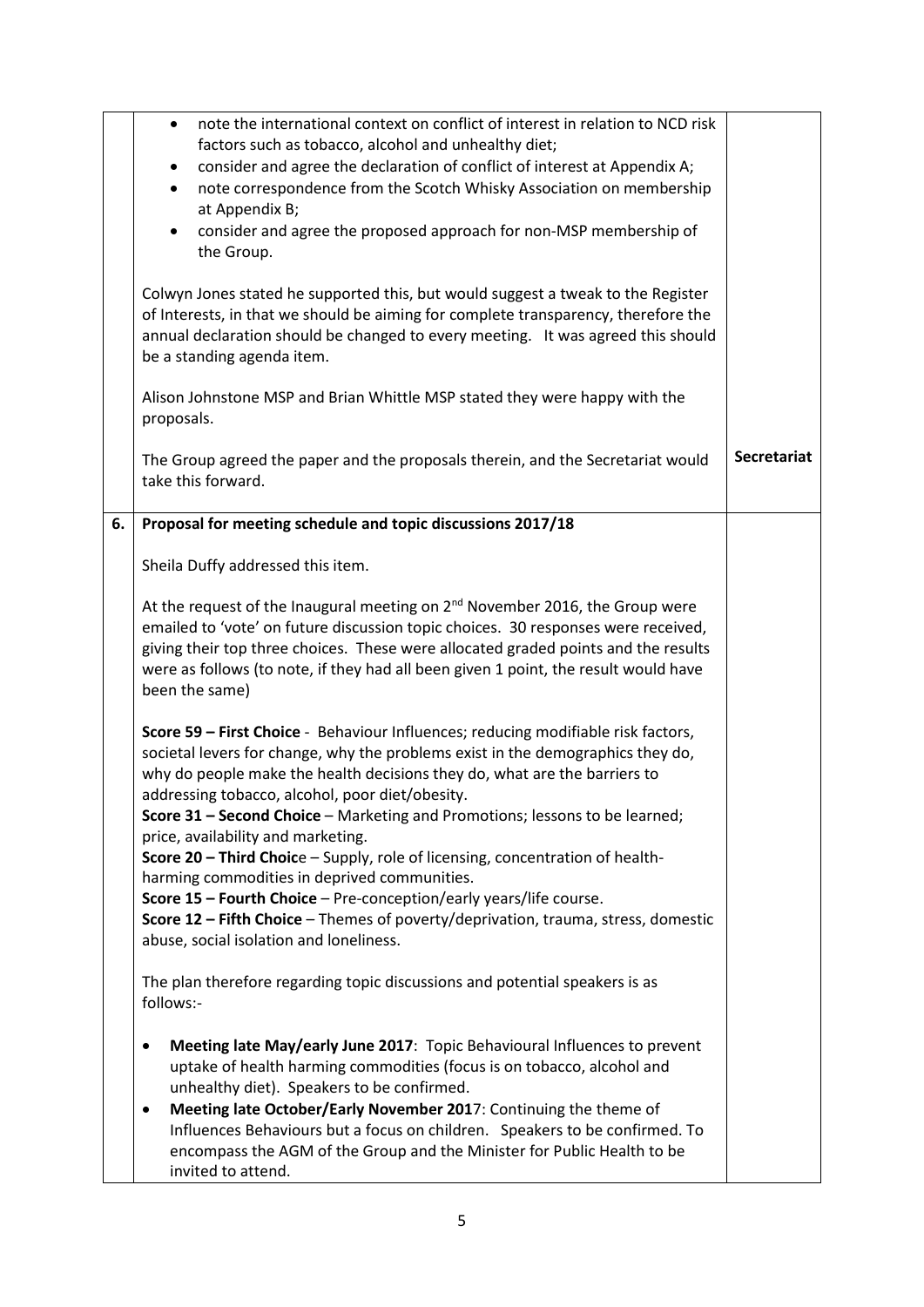| | | |
|---|---|---|
| | • note the international context on conflict of interest in relation to NCD risk factors such as tobacco, alcohol and unhealthy diet;<br>• consider and agree the declaration of conflict of interest at Appendix A;<br>• note correspondence from the Scotch Whisky Association on membership at Appendix B;<br>• consider and agree the proposed approach for non-MSP membership of the Group.<br><br>Colwyn Jones stated he supported this, but would suggest a tweak to the Register of Interests, in that we should be aiming for complete transparency, therefore the annual declaration should be changed to every meeting. It was agreed this should be a standing agenda item.<br><br>Alison Johnstone MSP and Brian Whittle MSP stated they were happy with the proposals.<br><br>The Group agreed the paper and the proposals therein, and the Secretariat would take this forward. | **Secretariat** |
| **6.** | **Proposal for meeting schedule and topic discussions 2017/18**<br><br>Sheila Duffy addressed this item.<br><br>At the request of the Inaugural meeting on 2nd November 2016, the Group were emailed to 'vote' on future discussion topic choices. 30 responses were received, giving their top three choices. These were allocated graded points and the results were as follows (to note, if they had all been given 1 point, the result would have been the same)<br><br>**Score 59 – First Choice** - Behaviour Influences; reducing modifiable risk factors, societal levers for change, why the problems exist in the demographics they do, why do people make the health decisions they do, what are the barriers to addressing tobacco, alcohol, poor diet/obesity.<br>**Score 31 – Second Choice** – Marketing and Promotions; lessons to be learned; price, availability and marketing.<br>**Score 20 – Third Choice** – Supply, role of licensing, concentration of health-harming commodities in deprived communities.<br>**Score 15 – Fourth Choice** – Pre-conception/early years/life course.<br>**Score 12 – Fifth Choice** – Themes of poverty/deprivation, trauma, stress, domestic abuse, social isolation and loneliness.<br><br>The plan therefore regarding topic discussions and potential speakers is as follows:-<br><br>• **Meeting late May/early June 2017**: Topic Behavioural Influences to prevent uptake of health harming commodities (focus is on tobacco, alcohol and unhealthy diet). Speakers to be confirmed.<br>• **Meeting late October/Early November 2017**: Continuing the theme of Influences Behaviours but a focus on children. Speakers to be confirmed. To encompass the AGM of the Group and the Minister for Public Health to be invited to attend. | |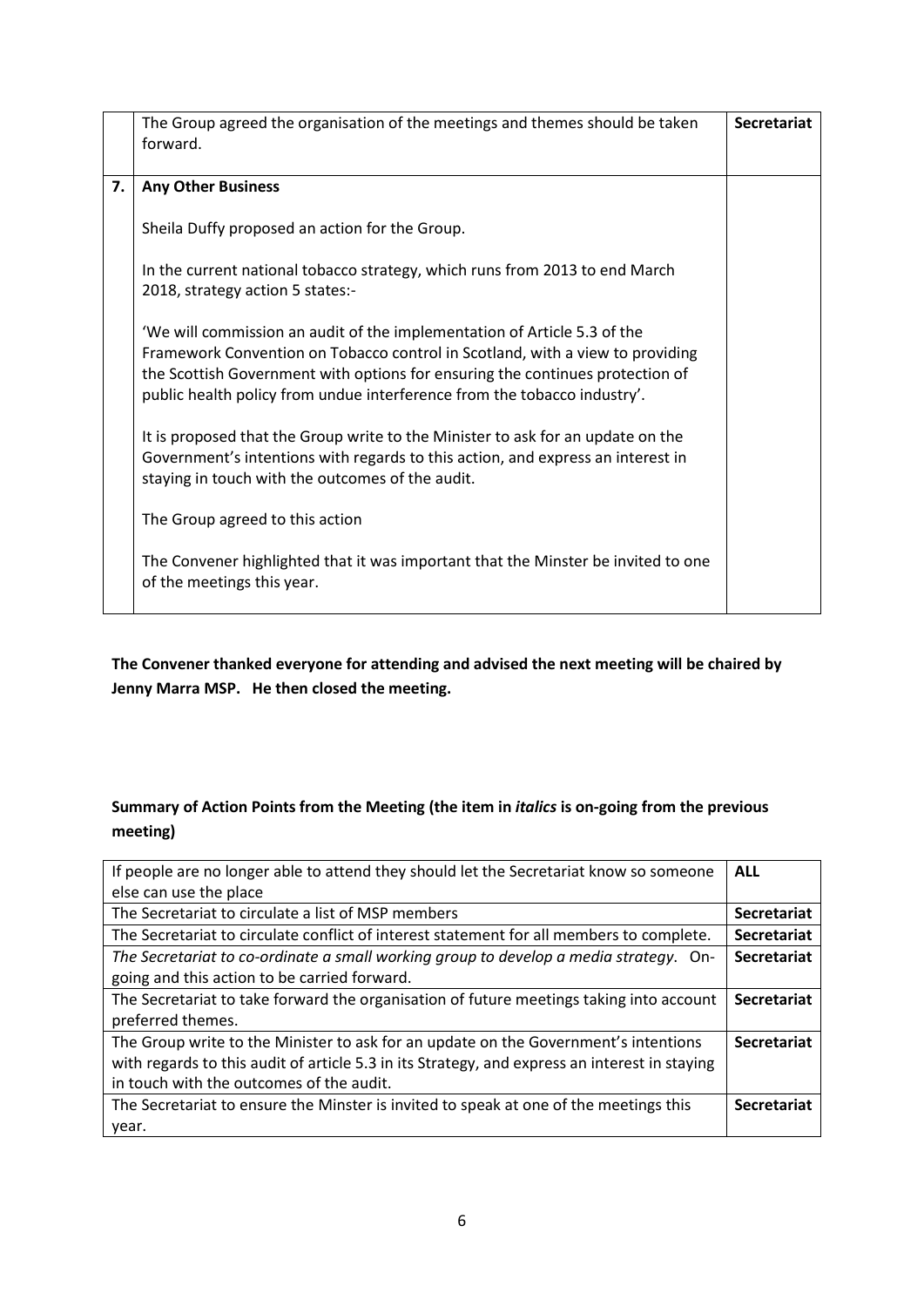| | | |
|---|---|---|
| | The Group agreed the organisation of the meetings and themes should be taken forward. | **Secretariat** |
| **7.** | **Any Other Business**<br><br>Sheila Duffy proposed an action for the Group.<br><br>In the current national tobacco strategy, which runs from 2013 to end March 2018, strategy action 5 states:-<br><br>'We will commission an audit of the implementation of Article 5.3 of the Framework Convention on Tobacco control in Scotland, with a view to providing the Scottish Government with options for ensuring the continues protection of public health policy from undue interference from the tobacco industry'.<br><br>It is proposed that the Group write to the Minister to ask for an update on the Government's intentions with regards to this action, and express an interest in staying in touch with the outcomes of the audit.<br><br>The Group agreed to this action<br><br>The Convener highlighted that it was important that the Minster be invited to one of the meetings this year. | |

**The Convener thanked everyone for attending and advised the next meeting will be chaired by Jenny Marra MSP. He then closed the meeting.**

**Summary of Action Points from the Meeting (the item in *italics* is on-going from the previous meeting)**

| | |
|---|---|
| If people are no longer able to attend they should let the Secretariat know so someone else can use the place | **ALL** |
| The Secretariat to circulate a list of MSP members | **Secretariat** |
| The Secretariat to circulate conflict of interest statement for all members to complete. | **Secretariat** |
| *The Secretariat to co-ordinate a small working group to develop a media strategy.* On-going and this action to be carried forward. | **Secretariat** |
| The Secretariat to take forward the organisation of future meetings taking into account preferred themes. | **Secretariat** |
| The Group write to the Minister to ask for an update on the Government's intentions with regards to this audit of article 5.3 in its Strategy, and express an interest in staying in touch with the outcomes of the audit. | **Secretariat** |
| The Secretariat to ensure the Minster is invited to speak at one of the meetings this year. | **Secretariat** |